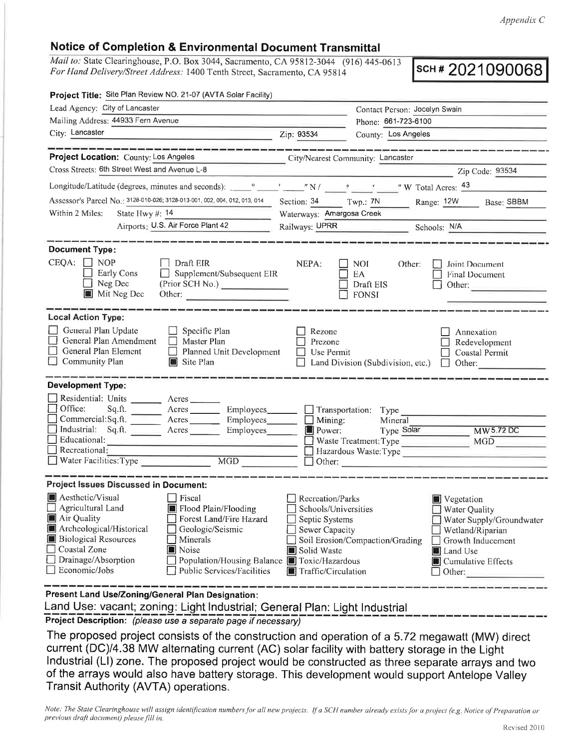Appendix C

# Notice of Completion & Environmental Document Transmittal

*Mail to:* State Clearinghouse, P.O. Box 3044, Sacramento, CA 95812-3044 (916) 445-0613
*For Hand Delivery/Street Address:* 1400 Tenth Street, Sacramento, CA 95814

**SCH # 2021090068**

**Project Title:** Site Plan Review NO. 21-07 (AVTA Solar Facility)

Lead Agency: City of Lancaster — Contact Person: Jocelyn Swain
Mailing Address: 44933 Fern Avenue — Phone: 661-723-6100
City: Lancaster — Zip: 93534 — County: Los Angeles

**Project Location:** County: Los Angeles — City/Nearest Community: Lancaster
Cross Streets: 6th Street West and Avenue L-8 — Zip Code: 93534
Longitude/Latitude (degrees, minutes and seconds): \_\_\_° \_\_\_′ \_\_\_″ N / \_\_\_° \_\_\_′ \_\_\_″ W Total Acres: 43
Assessor's Parcel No.: 3128-010-026; 3128-013-001, 002, 004, 012, 013, 014 — Section: 34 — Twp.: 7N — Range: 12W — Base: SBBM
Within 2 Miles: State Hwy #: 14 — Waterways: Amargosa Creek
Airports: U.S. Air Force Plant 42 — Railways: UPRR — Schools: N/A

**Document Type:**

CEQA:
- ☐ NOP
- ☐ Early Cons
- ☐ Neg Dec
- ■ Mit Neg Dec
- ☐ Draft EIR
- ☐ Supplement/Subsequent EIR (Prior SCH No.) \_\_\_\_\_\_
- Other: \_\_\_\_\_\_

NEPA:
- ☐ NOI
- ☐ EA
- ☐ Draft EIS
- ☐ FONSI

Other:
- ☐ Joint Document
- ☐ Final Document
- ☐ Other: \_\_\_\_\_\_

**Local Action Type:**
- ☐ General Plan Update
- ☐ General Plan Amendment
- ☐ General Plan Element
- ☐ Community Plan
- ☐ Specific Plan
- ☐ Master Plan
- ☐ Planned Unit Development
- ■ Site Plan
- ☐ Rezone
- ☐ Prezone
- ☐ Use Permit
- ☐ Land Division (Subdivision, etc.)
- ☐ Annexation
- ☐ Redevelopment
- ☐ Coastal Permit
- ☐ Other: \_\_\_\_\_\_

**Development Type:**
- ☐ Residential: Units \_\_\_\_ Acres \_\_\_\_
- ☐ Office: Sq.ft. \_\_\_\_ Acres \_\_\_\_ Employees \_\_\_\_
- ☐ Commercial: Sq.ft. \_\_\_\_ Acres \_\_\_\_ Employees \_\_\_\_
- ☐ Industrial: Sq.ft. \_\_\_\_ Acres \_\_\_\_ Employees \_\_\_\_
- ☐ Educational: \_\_\_\_
- ☐ Recreational: \_\_\_\_
- ☐ Water Facilities: Type \_\_\_\_ MGD \_\_\_\_
- ☐ Transportation: Type \_\_\_\_
- ☐ Mining: Mineral \_\_\_\_
- ■ Power: Type Solar MW 5.72 DC
- ☐ Waste Treatment: Type \_\_\_\_ MGD \_\_\_\_
- ☐ Hazardous Waste: Type \_\_\_\_
- ☐ Other: \_\_\_\_

**Project Issues Discussed in Document:**
- ■ Aesthetic/Visual
- ☐ Agricultural Land
- ■ Air Quality
- ■ Archeological/Historical
- ■ Biological Resources
- ☐ Coastal Zone
- ☐ Drainage/Absorption
- ☐ Economic/Jobs
- ☐ Fiscal
- ■ Flood Plain/Flooding
- ☐ Forest Land/Fire Hazard
- ☐ Geologic/Seismic
- ☐ Minerals
- ■ Noise
- ☐ Population/Housing Balance
- ☐ Public Services/Facilities
- ☐ Recreation/Parks
- ☐ Schools/Universities
- ☐ Septic Systems
- ☐ Sewer Capacity
- ☐ Soil Erosion/Compaction/Grading
- ■ Solid Waste
- ■ Toxic/Hazardous
- ■ Traffic/Circulation
- ■ Vegetation
- ☐ Water Quality
- ☐ Water Supply/Groundwater
- ☐ Wetland/Riparian
- ☐ Growth Inducement
- ■ Land Use
- ■ Cumulative Effects
- ☐ Other: \_\_\_\_\_\_

**Present Land Use/Zoning/General Plan Designation:**

Land Use: vacant; zoning: Light Industrial; General Plan: Light Industrial

**Project Description:** *(please use a separate page if necessary)*

The proposed project consists of the construction and operation of a 5.72 megawatt (MW) direct current (DC)/4.38 MW alternating current (AC) solar facility with battery storage in the Light Industrial (LI) zone. The proposed project would be constructed as three separate arrays and two of the arrays would also have battery storage. This development would support Antelope Valley Transit Authority (AVTA) operations.

*Note: The State Clearinghouse will assign identification numbers for all new projects. If a SCH number already exists for a project (e.g. Notice of Preparation or previous draft document) please fill in.*

Revised 2010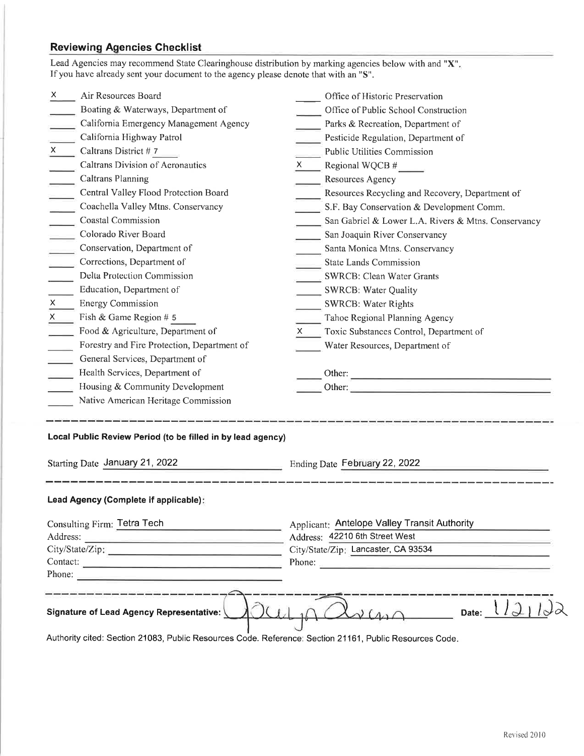## Reviewing Agencies Checklist

Lead Agencies may recommend State Clearinghouse distribution by marking agencies below with and "X".
If you have already sent your document to the agency please denote that with an "S".

- X Air Resources Board
- ___ Boating & Waterways, Department of
- ___ California Emergency Management Agency
- ___ California Highway Patrol
- X Caltrans District # 7
- ___ Caltrans Division of Aeronautics
- ___ Caltrans Planning
- ___ Central Valley Flood Protection Board
- ___ Coachella Valley Mtns. Conservancy
- ___ Coastal Commission
- ___ Colorado River Board
- ___ Conservation, Department of
- ___ Corrections, Department of
- ___ Delta Protection Commission
- ___ Education, Department of
- X Energy Commission
- X Fish & Game Region # 5
- ___ Food & Agriculture, Department of
- ___ Forestry and Fire Protection, Department of
- ___ General Services, Department of
- ___ Health Services, Department of
- ___ Housing & Community Development
- ___ Native American Heritage Commission
- ___ Office of Historic Preservation
- ___ Office of Public School Construction
- ___ Parks & Recreation, Department of
- ___ Pesticide Regulation, Department of
- ___ Public Utilities Commission
- X Regional WQCB # ___
- ___ Resources Agency
- ___ Resources Recycling and Recovery, Department of
- ___ S.F. Bay Conservation & Development Comm.
- ___ San Gabriel & Lower L.A. Rivers & Mtns. Conservancy
- ___ San Joaquin River Conservancy
- ___ Santa Monica Mtns. Conservancy
- ___ State Lands Commission
- ___ SWRCB: Clean Water Grants
- ___ SWRCB: Water Quality
- ___ SWRCB: Water Rights
- ___ Tahoe Regional Planning Agency
- X Toxic Substances Control, Department of
- ___ Water Resources, Department of
- ___ Other: ___
- ___ Other: ___

---

**Local Public Review Period (to be filled in by lead agency)**

Starting Date January 21, 2022

Ending Date February 22, 2022

---

**Lead Agency (Complete if applicable):**

Consulting Firm: Tetra Tech
Address:
City/State/Zip:
Contact:
Phone:

Applicant: Antelope Valley Transit Authority
Address: 42210 6th Street West
City/State/Zip: Lancaster, CA 93534
Phone:

---

**Signature of Lead Agency Representative:** [signature] **Date:** 1/21/22

Authority cited: Section 21083, Public Resources Code. Reference: Section 21161, Public Resources Code.

Revised 2010